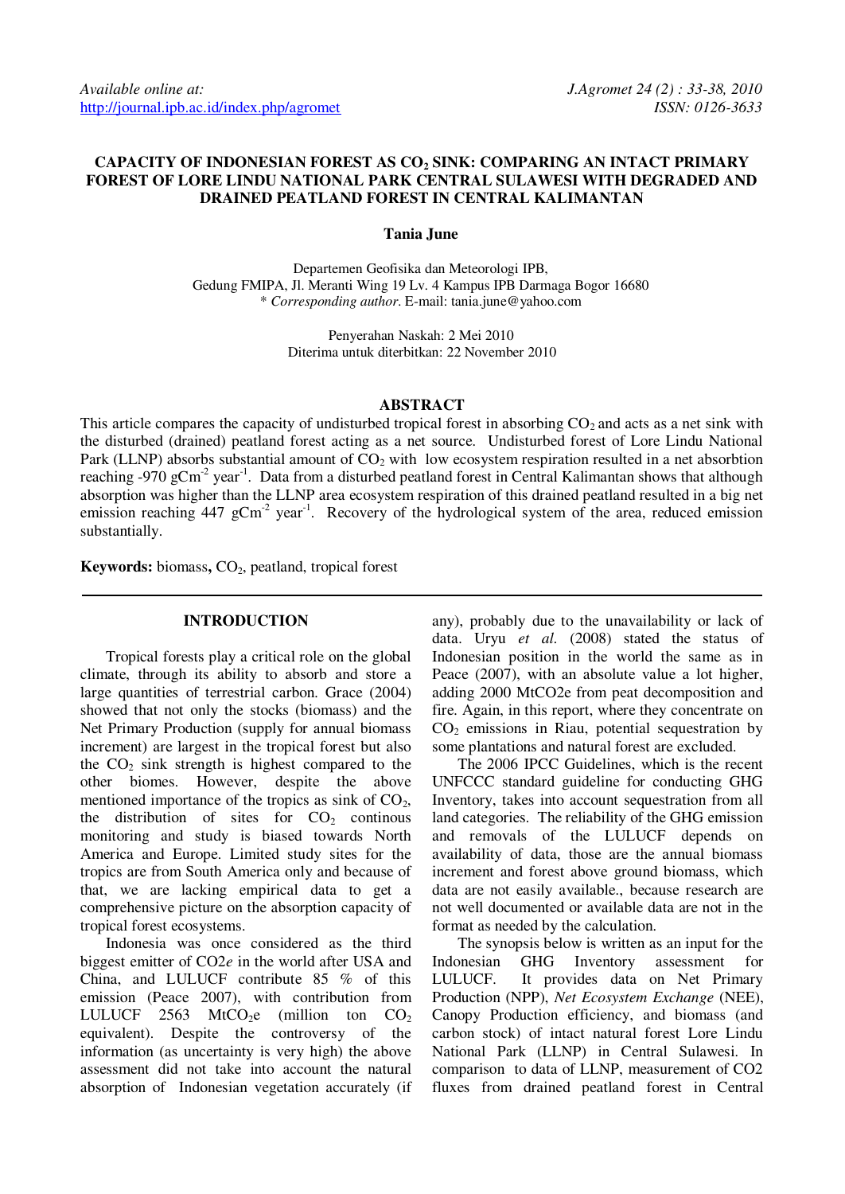Available online at:
http://journal.ipb.ac.id/index.php/agromet

# CAPACITY OF INDONESIAN FOREST AS $CO_2$ SINK: COMPARING AN INTACT PRIMARY FOREST OF LORE LINDU NATIONAL PARK CENTRAL SULAWESI WITH DEGRADED AND DRAINED PEATLAND FOREST IN CENTRAL KALIMANTAN

**Tania June**

Departemen Geofisika dan Meteorologi IPB,
Gedung FMIPA, Jl. Meranti Wing 19 Lv. 4 Kampus IPB Darmaga Bogor 16680
\* *Corresponding author*. E-mail: tania.june@yahoo.com

Penyerahan Naskah: 2 Mei 2010
Diterima untuk diterbitkan: 22 November 2010

## ABSTRACT

This article compares the capacity of undisturbed tropical forest in absorbing $CO_2$ and acts as a net sink with the disturbed (drained) peatland forest acting as a net source. Undisturbed forest of Lore Lindu National Park (LLNP) absorbs substantial amount of $CO_2$ with low ecosystem respiration resulted in a net absorbtion reaching -970 $gCm^{-2}$ $year^{-1}$. Data from a disturbed peatland forest in Central Kalimantan shows that although absorption was higher than the LLNP area ecosystem respiration of this drained peatland resulted in a big net emission reaching 447 $gCm^{-2}$ $year^{-1}$. Recovery of the hydrological system of the area, reduced emission substantially.

**Keywords:** biomass, $CO_2$, peatland, tropical forest

## INTRODUCTION

Tropical forests play a critical role on the global climate, through its ability to absorb and store a large quantities of terrestrial carbon. Grace (2004) showed that not only the stocks (biomass) and the Net Primary Production (supply for annual biomass increment) are largest in the tropical forest but also the $CO_2$ sink strength is highest compared to the other biomes. However, despite the above mentioned importance of the tropics as sink of $CO_2$, the distribution of sites for $CO_2$ continous monitoring and study is biased towards North America and Europe. Limited study sites for the tropics are from South America only and because of that, we are lacking empirical data to get a comprehensive picture on the absorption capacity of tropical forest ecosystems.

Indonesia was once considered as the third biggest emitter of CO2*e* in the world after USA and China, and LULUCF contribute 85 % of this emission (Peace 2007), with contribution from LULUCF 2563 $MtCO_2e$ (million ton $CO_2$ equivalent). Despite the controversy of the information (as uncertainty is very high) the above assessment did not take into account the natural absorption of Indonesian vegetation accurately (if any), probably due to the unavailability or lack of data. Uryu *et al.* (2008) stated the status of Indonesian position in the world the same as in Peace (2007), with an absolute value a lot higher, adding 2000 MtCO2e from peat decomposition and fire. Again, in this report, where they concentrate on $CO_2$ emissions in Riau, potential sequestration by some plantations and natural forest are excluded.

The 2006 IPCC Guidelines, which is the recent UNFCCC standard guideline for conducting GHG Inventory, takes into account sequestration from all land categories. The reliability of the GHG emission and removals of the LULUCF depends on availability of data, those are the annual biomass increment and forest above ground biomass, which data are not easily available., because research are not well documented or available data are not in the format as needed by the calculation.

The synopsis below is written as an input for the Indonesian GHG Inventory assessment for LULUCF. It provides data on Net Primary Production (NPP), *Net Ecosystem Exchange* (NEE), Canopy Production efficiency, and biomass (and carbon stock) of intact natural forest Lore Lindu National Park (LLNP) in Central Sulawesi. In comparison to data of LLNP, measurement of CO2 fluxes from drained peatland forest in Central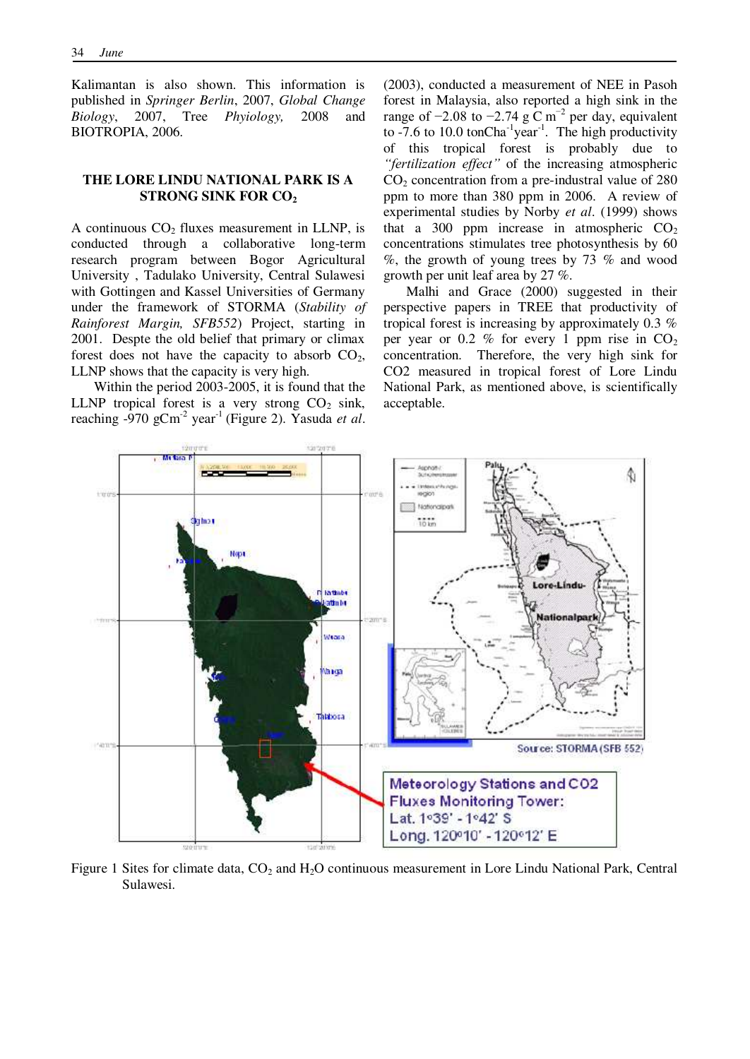Kalimantan is also shown. This information is published in *Springer Berlin*, 2007, *Global Change Biology*, 2007, Tree *Phyiology,* 2008 and BIOTROPIA, 2006.

## THE LORE LINDU NATIONAL PARK IS A STRONG SINK FOR $CO_2$

A continuous $CO_2$ fluxes measurement in LLNP, is conducted through a collaborative long-term research program between Bogor Agricultural University , Tadulako University, Central Sulawesi with Gottingen and Kassel Universities of Germany under the framework of STORMA (*Stability of Rainforest Margin, SFB552*) Project, starting in 2001. Despte the old belief that primary or climax forest does not have the capacity to absorb $CO_2$, LLNP shows that the capacity is very high.

Within the period 2003-2005, it is found that the LLNP tropical forest is a very strong $CO_2$ sink, reaching -970 $gCm^{-2}$ $year^{-1}$ (Figure 2). Yasuda *et al*. (2003), conducted a measurement of NEE in Pasoh forest in Malaysia, also reported a high sink in the range of −2.08 to −2.74 g C $m^{-2}$ per day, equivalent to -7.6 to 10.0 $tonCha^{-1}year^{-1}$. The high productivity of this tropical forest is probably due to *"fertilization effect"* of the increasing atmospheric $CO_2$ concentration from a pre-industral value of 280 ppm to more than 380 ppm in 2006. A review of experimental studies by Norby *et al*. (1999) shows that a 300 ppm increase in atmospheric $CO_2$ concentrations stimulates tree photosynthesis by 60 %, the growth of young trees by 73 % and wood growth per unit leaf area by 27 %.

Malhi and Grace (2000) suggested in their perspective papers in TREE that productivity of tropical forest is increasing by approximately 0.3 % per year or 0.2 % for every 1 ppm rise in $CO_2$ concentration. Therefore, the very high sink for CO2 measured in tropical forest of Lore Lindu National Park, as mentioned above, is scientifically acceptable.

Figure 1 Sites for climate data, $CO_2$ and $H_2O$ continuous measurement in Lore Lindu National Park, Central Sulawesi.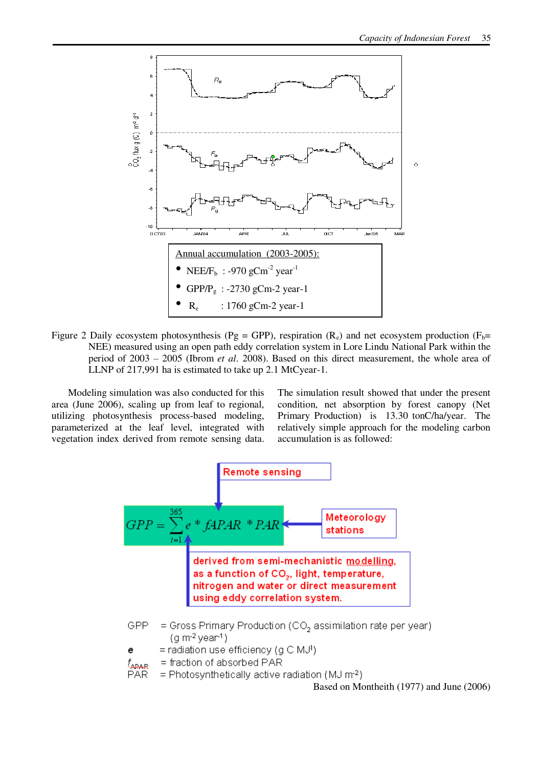Annual accumulation (2003-2005):

- NEE/$F_b$ : -970 $gCm^{-2}$ $year^{-1}$
- GPP/$P_g$ : -2730 gCm-2 year-1
- $R_e$ : 1760 gCm-2 year-1

Figure 2 Daily ecosystem photosynthesis (Pg = GPP), respiration ($R_e$) and net ecosystem production ($F_b$= NEE) measured using an open path eddy correlation system in Lore Lindu National Park within the period of 2003 – 2005 (Ibrom *et al*. 2008). Based on this direct measurement, the whole area of LLNP of 217,991 ha is estimated to take up 2.1 MtCyear-1.

Modeling simulation was also conducted for this area (June 2006), scaling up from leaf to regional, utilizing photosynthesis process-based modeling, parameterized at the leaf level, integrated with vegetation index derived from remote sensing data. The simulation result showed that under the present condition, net absorption by forest canopy (Net Primary Production) is 13.30 tonC/ha/year. The relatively simple approach for the modeling carbon accumulation is as followed:

Remote sensing

$$GPP = \sum_{i=1}^{365} e * fAPAR * PAR$$

Meteorology stations

derived from semi-mechanistic modelling, as a function of $CO_2$, light, temperature, nitrogen and water or direct measurement using eddy correlation system.

GPP = Gross Primary Production ($CO_2$ assimilation rate per year) ($g\ m^{-2}\ year^{-1}$)

**e** = radiation use efficiency ($g\ C\ MJ^{1}$)

$f_{APAR}$ = fraction of absorbed PAR

PAR = Photosynthetically active radiation ($MJ\ m^{-2}$)

Based on Montheith (1977) and June (2006)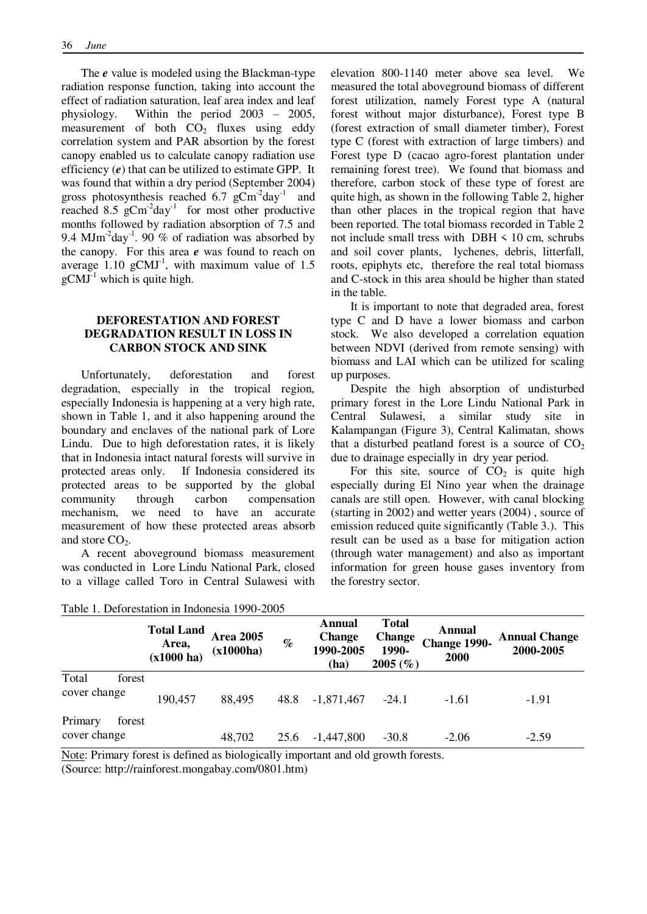The ***e*** value is modeled using the Blackman-type radiation response function, taking into account the effect of radiation saturation, leaf area index and leaf physiology. Within the period 2003 – 2005, measurement of both $CO_2$ fluxes using eddy correlation system and PAR absorption by the forest canopy enabled us to calculate canopy radiation use efficiency (***e***) that can be utilized to estimate GPP. It was found that within a dry period (September 2004) gross photosynthesis reached 6.7 $gCm^{-2}day^{-1}$ and reached 8.5 $gCm^{-2}day^{-1}$ for most other productive months followed by radiation absorption of 7.5 and 9.4 $MJm^{-2}day^{-1}$. 90 % of radiation was absorbed by the canopy. For this area ***e*** was found to reach on average 1.10 $gCMJ^{-1}$, with maximum value of 1.5 $gCMJ^{-1}$ which is quite high.

## DEFORESTATION AND FOREST DEGRADATION RESULT IN LOSS IN CARBON STOCK AND SINK

Unfortunately, deforestation and forest degradation, especially in the tropical region, especially Indonesia is happening at a very high rate, shown in Table 1, and it also happening around the boundary and enclaves of the national park of Lore Lindu. Due to high deforestation rates, it is likely that in Indonesia intact natural forests will survive in protected areas only. If Indonesia considered its protected areas to be supported by the global community through carbon compensation mechanism, we need to have an accurate measurement of how these protected areas absorb and store $CO_2$.

A recent aboveground biomass measurement was conducted in Lore Lindu National Park, closed to a village called Toro in Central Sulawesi with elevation 800-1140 meter above sea level. We measured the total aboveground biomass of different forest utilization, namely Forest type A (natural forest without major disturbance), Forest type B (forest extraction of small diameter timber), Forest type C (forest with extraction of large timbers) and Forest type D (cacao agro-forest plantation under remaining forest tree). We found that biomass and therefore, carbon stock of these type of forest are quite high, as shown in the following Table 2, higher than other places in the tropical region that have been reported. The total biomass recorded in Table 2 not include small tress with DBH < 10 cm, schrubs and soil cover plants, lychenes, debris, litterfall, roots, epiphyts etc, therefore the real total biomass and C-stock in this area should be higher than stated in the table.

It is important to note that degraded area, forest type C and D have a lower biomass and carbon stock. We also developed a correlation equation between NDVI (derived from remote sensing) with biomass and LAI which can be utilized for scaling up purposes.

Despite the high absorption of undisturbed primary forest in the Lore Lindu National Park in Central Sulawesi, a similar study site in Kalampangan (Figure 3), Central Kalimatan, shows that a disturbed peatland forest is a source of $CO_2$ due to drainage especially in dry year period.

For this site, source of $CO_2$ is quite high especially during El Nino year when the drainage canals are still open. However, with canal blocking (starting in 2002) and wetter years (2004) , source of emission reduced quite significantly (Table 3.). This result can be used as a base for mitigation action (through water management) and also as important information for green house gases inventory from the forestry sector.

Table 1. Deforestation in Indonesia 1990-2005

| | Total Land Area, (x1000 ha) | Area 2005 (x1000ha) | % | Annual Change 1990-2005 (ha) | Total Change 1990-2005 (%) | Annual Change 1990-2000 | Annual Change 2000-2005 |
|---|---|---|---|---|---|---|---|
| Total forest cover change | 190,457 | 88,495 | 48.8 | -1,871,467 | -24.1 | -1.61 | -1.91 |
| Primary forest cover change | | 48,702 | 25.6 | -1,447,800 | -30.8 | -2.06 | -2.59 |

Note: Primary forest is defined as biologically important and old growth forests.
(Source: http://rainforest.mongabay.com/0801.htm)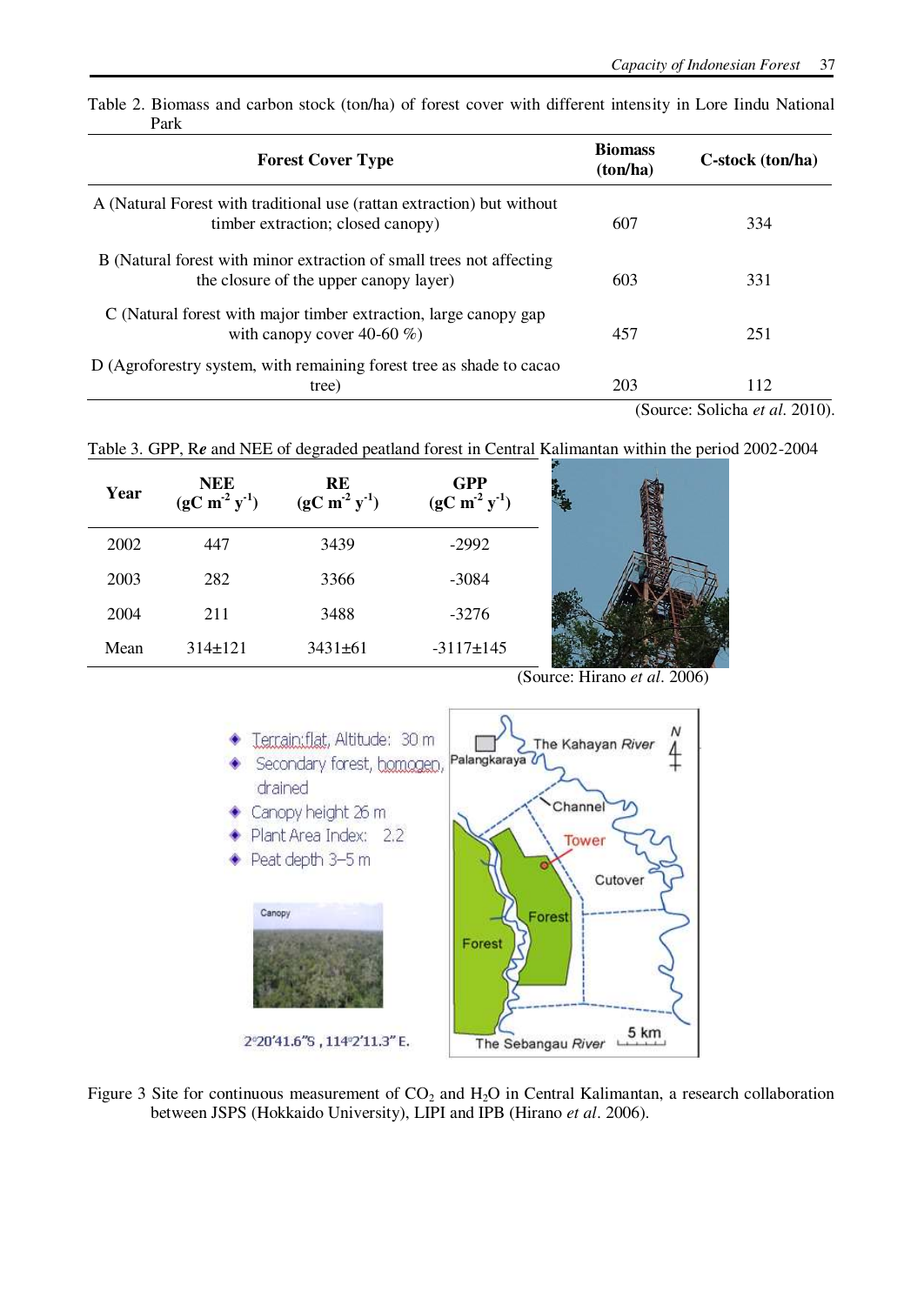Table 2. Biomass and carbon stock (ton/ha) of forest cover with different intensity in Lore Iindu National Park

| Forest Cover Type | Biomass (ton/ha) | C-stock (ton/ha) |
|---|---|---|
| A (Natural Forest with traditional use (rattan extraction) but without timber extraction; closed canopy) | 607 | 334 |
| B (Natural forest with minor extraction of small trees not affecting the closure of the upper canopy layer) | 603 | 331 |
| C (Natural forest with major timber extraction, large canopy gap with canopy cover 40-60 %) | 457 | 251 |
| D (Agroforestry system, with remaining forest tree as shade to cacao tree) | 203 | 112 |

(Source: Solicha *et al*. 2010).

Table 3. GPP, R*e* and NEE of degraded peatland forest in Central Kalimantan within the period 2002-2004

| Year | NEE (gC $m^{-2}$ $y^{-1}$) | RE (gC $m^{-2}$ $y^{-1}$) | GPP (gC $m^{-2}$ $y^{-1}$) |
|---|---|---|---|
| 2002 | 447 | 3439 | -2992 |
| 2003 | 282 | 3366 | -3084 |
| 2004 | 211 | 3488 | -3276 |
| Mean | 314±121 | 3431±61 | -3117±145 |

(Source: Hirano *et al*. 2006)

- Terrain:flat, Altitude: 30 m
- Secondary forest, homogen, drained
- Canopy height 26 m
- Plant Area Index: 2.2
- Peat depth 3–5 m

2°20'41.6"S , 114°2'11.3" E.

Figure 3 Site for continuous measurement of $CO_2$ and $H_2O$ in Central Kalimantan, a research collaboration between JSPS (Hokkaido University), LIPI and IPB (Hirano *et al*. 2006).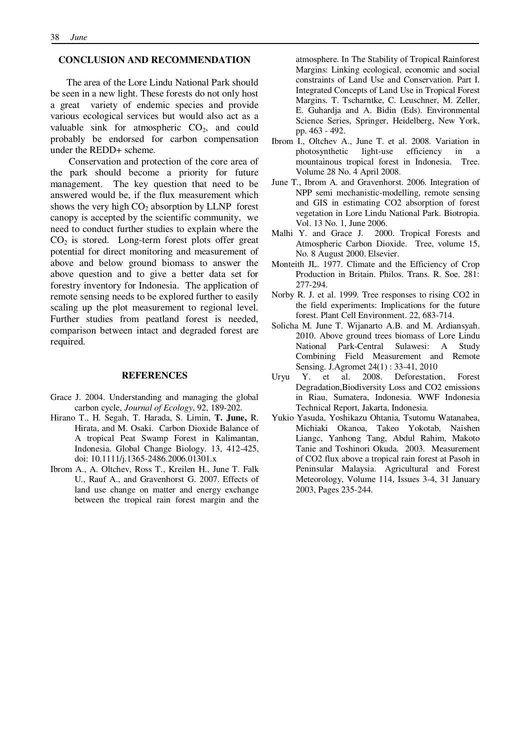## CONCLUSION AND RECOMMENDATION

The area of the Lore Lindu National Park should be seen in a new light. These forests do not only host a great variety of endemic species and provide various ecological services but would also act as a valuable sink for atmospheric $CO_2$, and could probably be endorsed for carbon compensation under the REDD+ scheme.

Conservation and protection of the core area of the park should become a priority for future management. The key question that need to be answered would be, if the flux measurement which shows the very high $CO_2$ absorption by LLNP forest canopy is accepted by the scientific community, we need to conduct further studies to explain where the $CO_2$ is stored. Long-term forest plots offer great potential for direct monitoring and measurement of above and below ground biomass to answer the above question and to give a better data set for forestry inventory for Indonesia. The application of remote sensing needs to be explored further to easily scaling up the plot measurement to regional level. Further studies from peatland forest is needed, comparison between intact and degraded forest are required.

## REFERENCES

Grace J. 2004. Understanding and managing the global carbon cycle, *Journal of Ecology*, 92, 189-202.

Hirano T., H. Segah, T. Harada, S. Limin, **T. June,** R. Hirata, and M. Osaki. Carbon Dioxide Balance of A tropical Peat Swamp Forest in Kalimantan, Indonesia. Global Change Biology. 13, 412-425, doi: 10.1111/j.1365-2486.2006.01301.x

Ibrom A., A. Oltchev, Ross T., Kreilen H., June T. Falk U., Rauf A., and Gravenhorst G. 2007. Effects of land use change on matter and energy exchange between the tropical rain forest margin and the atmosphere. In The Stability of Tropical Rainforest Margins: Linking ecological, economic and social constraints of Land Use and Conservation. Part I. Integrated Concepts of Land Use in Tropical Forest Margins. T. Tscharntke, C. Leuschner, M. Zeller, E. Guhardja and A. Bidin (Eds). Environmental Science Series, Springer, Heidelberg, New York, pp. 463 - 492.

Ibrom I., Oltchev A., June T. et al. 2008. Variation in photosynthetic light-use efficiency in a mountainous tropical forest in Indonesia. Tree. Volume 28 No. 4 April 2008.

June T., Ibrom A. and Gravenhorst. 2006. Integration of NPP semi mechanistic-modelling, remote sensing and GIS in estimating CO2 absorption of forest vegetation in Lore Lindu National Park. Biotropia. Vol. 13 No. 1, June 2006.

Malhi Y. and Grace J. 2000. Tropical Forests and Atmospheric Carbon Dioxide. Tree, volume 15, No. 8 August 2000. Elsevier.

Monteith JL. 1977. Climate and the Efficiency of Crop Production in Britain. Philos. Trans. R. Soe. 281: 277-294.

Norby R. J. et al. 1999. Tree responses to rising CO2 in the field experiments: Implications for the future forest. Plant Cell Environment. 22, 683-714.

Solicha M. June T. Wijanarto A.B. and M. Ardiansyah. 2010. Above ground trees biomass of Lore Lindu National Park-Central Sulawesi: A Study Combining Field Measurement and Remote Sensing. J.Agromet 24(1) : 33-41, 2010

Uryu Y. et al. 2008. Deforestation, Forest Degradation,Biodiversity Loss and CO2 emissions in Riau, Sumatera, Indonesia. WWF Indonesia Technical Report, Jakarta, Indonesia.

Yukio Yasuda, Yoshikazu Ohtania, Tsutomu Watanabea, Michiaki Okanoa, Takeo Yokotab, Naishen Liangc, Yanhong Tang, Abdul Rahim, Makoto Tanie and Toshinori Okuda. 2003. Measurement of CO2 flux above a tropical rain forest at Pasoh in Peninsular Malaysia. Agricultural and Forest Meteorology, Volume 114, Issues 3-4, 31 January 2003, Pages 235-244.